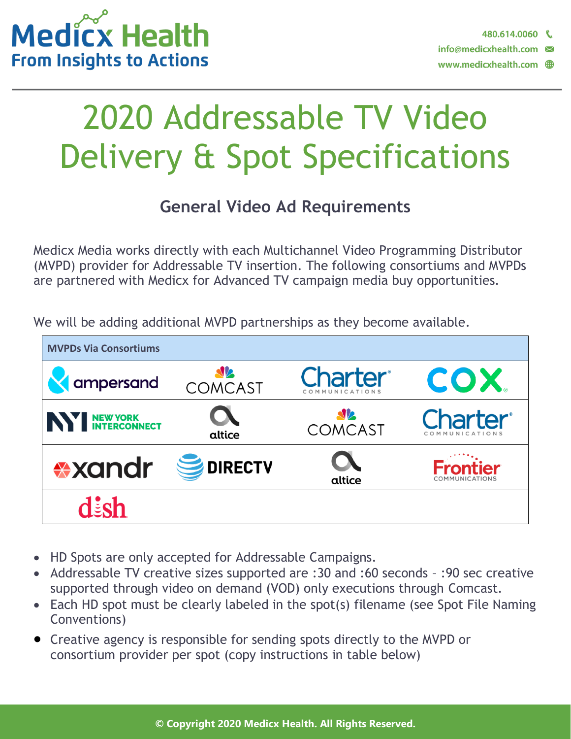Medicx Health
From Insights to Actions

480.614.0060
info@medicxhealth.com
www.medicxhealth.com

# 2020 Addressable TV Video Delivery & Spot Specifications

## General Video Ad Requirements

Medicx Media works directly with each Multichannel Video Programming Distributor (MVPD) provider for Addressable TV insertion. The following consortiums and MVPDs are partnered with Medicx for Advanced TV campaign media buy opportunities.

We will be adding additional MVPD partnerships as they become available.

| MVPDs Via Consortiums | | | |
|---|---|---|---|
| ampersand | COMCAST | Charter COMMUNICATIONS | COX |
| NYI NEW YORK INTERCONNECT | altice | COMCAST | Charter COMMUNICATIONS |
| xandr | DIRECTV | altice | Frontier COMMUNICATIONS |
| dish | | | |

- HD Spots are only accepted for Addressable Campaigns.
- Addressable TV creative sizes supported are :30 and :60 seconds – :90 sec creative supported through video on demand (VOD) only executions through Comcast.
- Each HD spot must be clearly labeled in the spot(s) filename (see Spot File Naming Conventions)
- Creative agency is responsible for sending spots directly to the MVPD or consortium provider per spot (copy instructions in table below)

© Copyright 2020 Medicx Health. All Rights Reserved.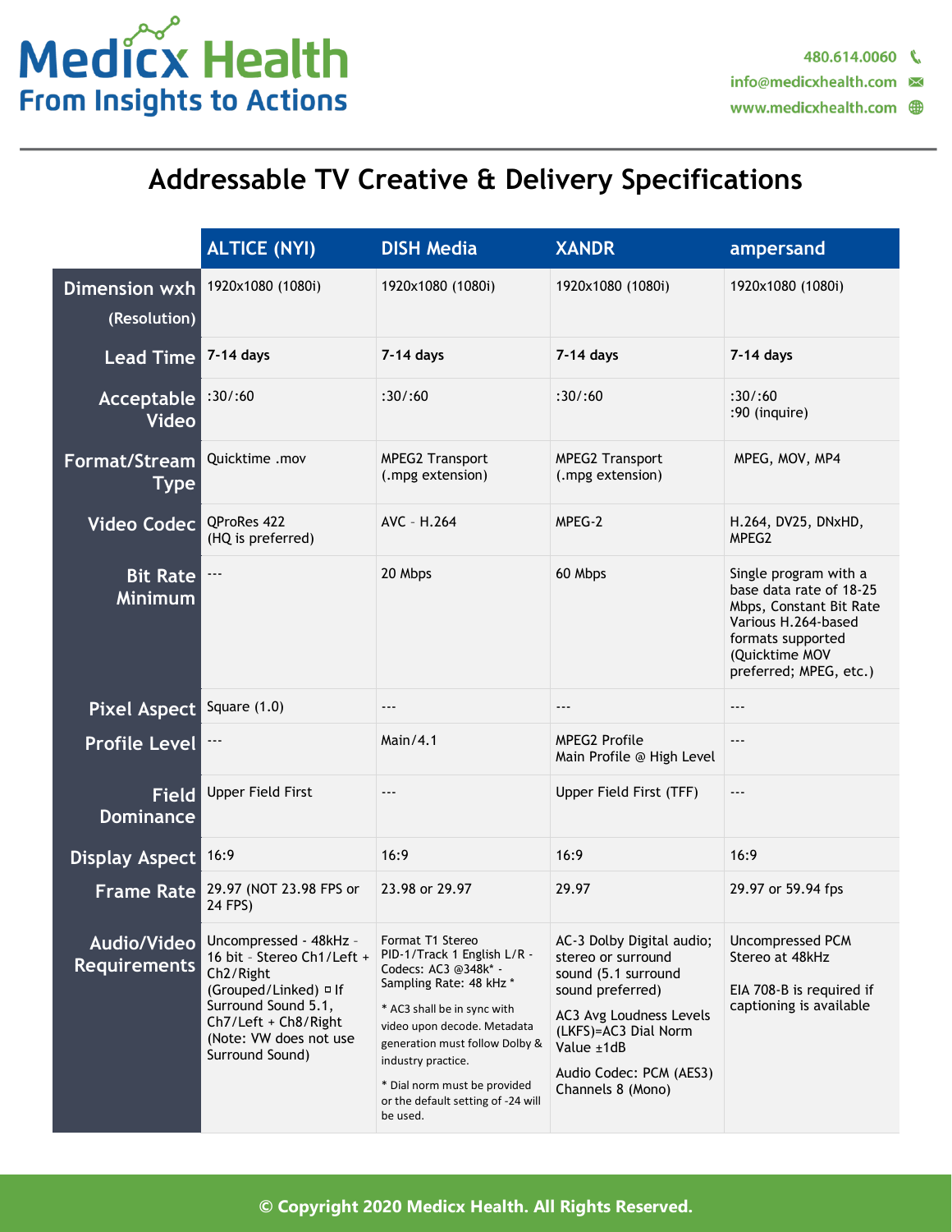# Addressable TV Creative & Delivery Specifications

| | ALTICE (NYI) | DISH Media | XANDR | ampersand |
|---|---|---|---|---|
| Dimension wxh (Resolution) | 1920x1080 (1080i) | 1920x1080 (1080i) | 1920x1080 (1080i) | 1920x1080 (1080i) |
| Lead Time | **7-14 days** | **7-14 days** | **7-14 days** | **7-14 days** |
| Acceptable Video | :30/:60 | :30/:60 | :30/:60 | :30/:60<br>:90 (inquire) |
| Format/Stream Type | Quicktime .mov | MPEG2 Transport (.mpg extension) | MPEG2 Transport (.mpg extension) | MPEG, MOV, MP4 |
| Video Codec | QProRes 422 (HQ is preferred) | AVC - H.264 | MPEG-2 | H.264, DV25, DNxHD, MPEG2 |
| Bit Rate Minimum | --- | 20 Mbps | 60 Mbps | Single program with a base data rate of 18-25 Mbps, Constant Bit Rate Various H.264-based formats supported (Quicktime MOV preferred; MPEG, etc.) |
| Pixel Aspect | Square (1.0) | --- | --- | --- |
| Profile Level | --- | Main/4.1 | MPEG2 Profile Main Profile @ High Level | --- |
| Field Dominance | Upper Field First | --- | Upper Field First (TFF) | --- |
| Display Aspect | 16:9 | 16:9 | 16:9 | 16:9 |
| Frame Rate | 29.97 (NOT 23.98 FPS or 24 FPS) | 23.98 or 29.97 | 29.97 | 29.97 or 59.94 fps |
| Audio/Video Requirements | Uncompressed - 48kHz - 16 bit - Stereo Ch1/Left + Ch2/Right (Grouped/Linked) ¤ If Surround Sound 5.1, Ch7/Left + Ch8/Right (Note: VW does not use Surround Sound) | Format T1 Stereo PID-1/Track 1 English L/R - Codecs: AC3 @348k* - Sampling Rate: 48 kHz *<br>* AC3 shall be in sync with video upon decode. Metadata generation must follow Dolby & industry practice.<br>* Dial norm must be provided or the default setting of -24 will be used. | AC-3 Dolby Digital audio; stereo or surround sound (5.1 surround sound preferred)<br>AC3 Avg Loudness Levels (LKFS)=AC3 Dial Norm Value ±1dB<br>Audio Codec: PCM (AES3) Channels 8 (Mono) | Uncompressed PCM Stereo at 48kHz<br>EIA 708-B is required if captioning is available |

© Copyright 2020 Medicx Health. All Rights Reserved.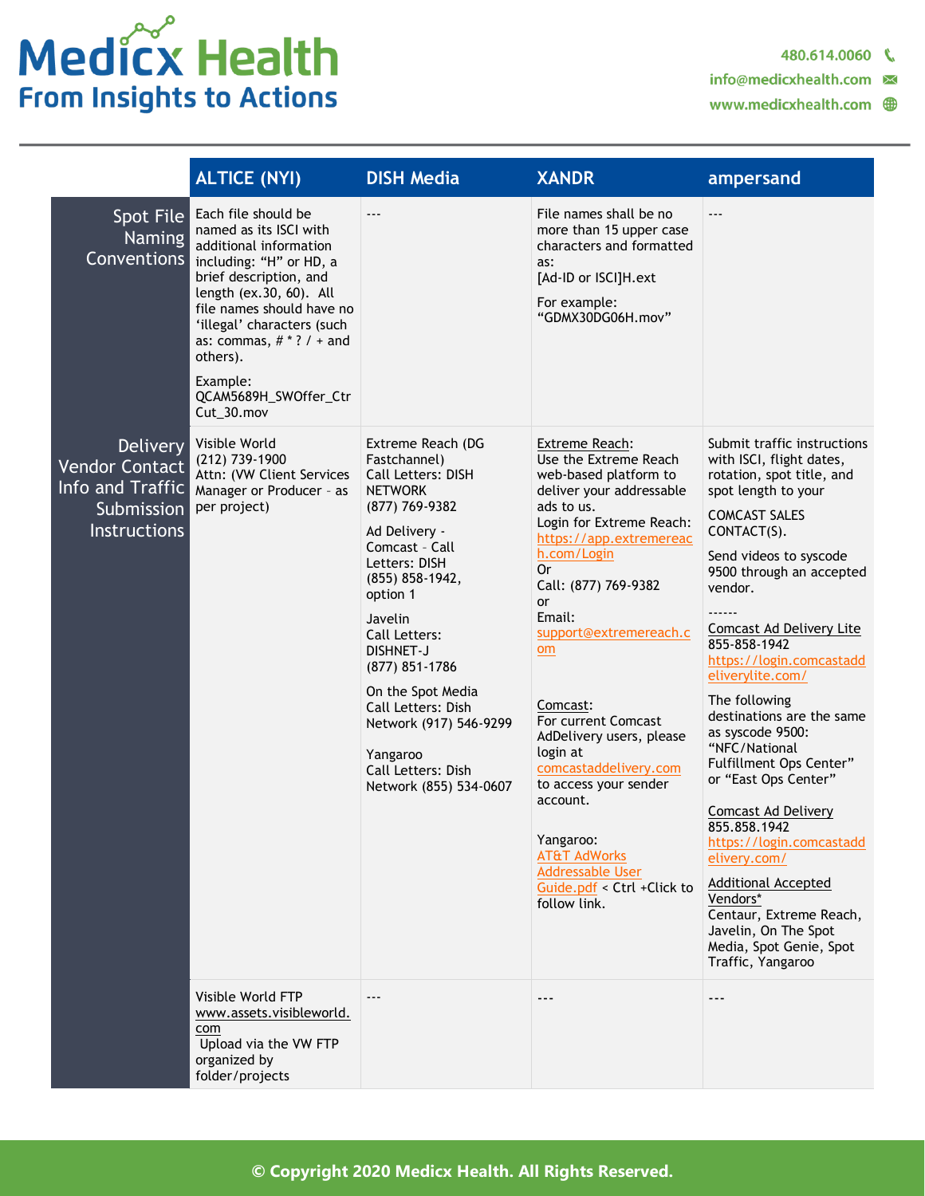| | ALTICE (NYI) | DISH Media | XANDR | ampersand |
|---|---|---|---|---|
| Spot File Naming Conventions | Each file should be named as its ISCI with additional information including: "H" or HD, a brief description, and length (ex.30, 60). All file names should have no 'illegal' characters (such as: commas, # * ? / + and others).<br><br>Example: QCAM5689H_SWOffer_CtrCut_30.mov | --- | File names shall be no more than 15 upper case characters and formatted as:<br>[Ad-ID or ISCI]H.ext<br><br>For example: "GDMX30DG06H.mov" | --- |
| Delivery Vendor Contact Info and Traffic Submission Instructions | Visible World<br>(212) 739-1900<br>Attn: (VW Client Services Manager or Producer - as per project) | Extreme Reach (DG Fastchannel)<br>Call Letters: DISH NETWORK<br>(877) 769-9382<br><br>Ad Delivery - Comcast - Call Letters: DISH<br>(855) 858-1942, option 1<br><br>Javelin<br>Call Letters: DISHNET-J<br>(877) 851-1786<br><br>On the Spot Media<br>Call Letters: Dish Network (917) 546-9299<br><br>Yangaroo<br>Call Letters: Dish Network (855) 534-0607 | Extreme Reach:<br>Use the Extreme Reach web-based platform to deliver your addressable ads to us.<br>Login for Extreme Reach: https://app.extremereach.com/Login<br>Or<br>Call: (877) 769-9382<br>or<br>Email: support@extremereach.com<br><br>Comcast:<br>For current Comcast AdDelivery users, please login at comcastaddelivery.com to access your sender account.<br><br>Yangaroo:<br>AT&T AdWorks Addressable User Guide.pdf < Ctrl +Click to follow link. | Submit traffic instructions with ISCI, flight dates, rotation, spot title, and spot length to your<br><br>COMCAST SALES CONTACT(S).<br><br>Send videos to syscode 9500 through an accepted vendor.<br><br>------<br>Comcast Ad Delivery Lite<br>855-858-1942<br>https://login.comcastaddeliverylite.com/<br><br>The following destinations are the same as syscode 9500: "NFC/National Fulfillment Ops Center" or "East Ops Center"<br><br>Comcast Ad Delivery<br>855.858.1942<br>https://login.comcastaddelivery.com/<br><br>Additional Accepted Vendors*<br>Centaur, Extreme Reach, Javelin, On The Spot Media, Spot Genie, Spot Traffic, Yangaroo |
| | Visible World FTP<br>www.assets.visibleworld.com<br>Upload via the VW FTP organized by folder/projects | --- | --- | --- |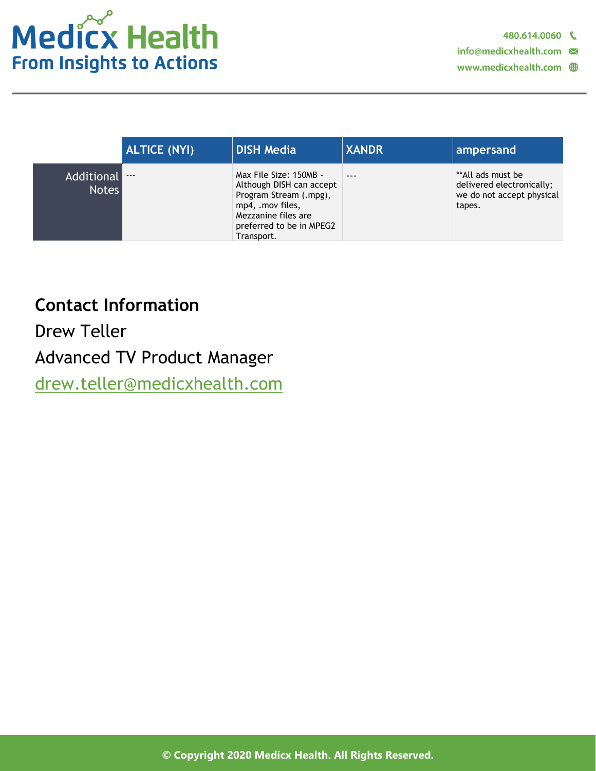| | ALTICE (NYI) | DISH Media | XANDR | ampersand |
|---|---|---|---|---|
| Additional Notes | --- | Max File Size: 150MB - Although DISH can accept Program Stream (.mpg), mp4, .mov files, Mezzanine files are preferred to be in MPEG2 Transport. | --- | **All ads must be delivered electronically; we do not accept physical tapes. |

## Contact Information

Drew Teller

Advanced TV Product Manager

drew.teller@medicxhealth.com